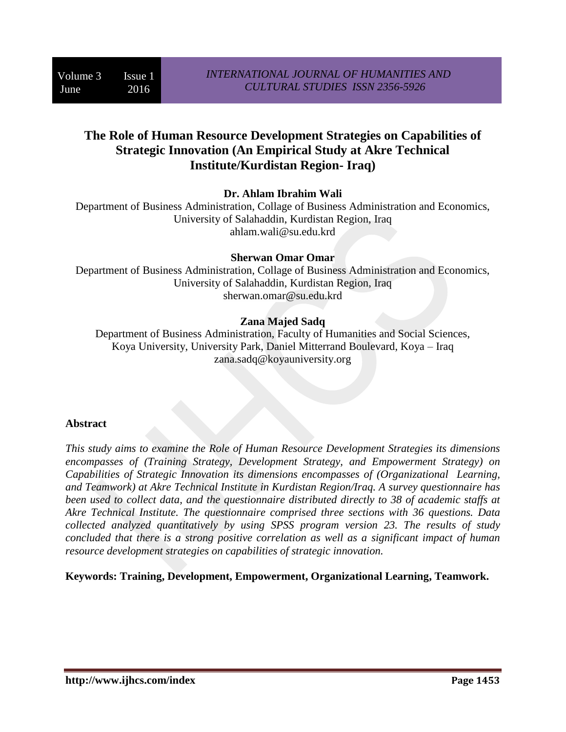# The Role of Human Resource Development Strategies on Capabilities of Strategic Innovation (An Empirical Study at Akre Technical Institute/Kurdistan Region- Iraq)

**Dr. Ahlam Ibrahim Wali**

Department of Business Administration, Collage of Business Administration and Economics, University of Salahaddin, Kurdistan Region, Iraq
ahlam.wali@su.edu.krd

**Sherwan Omar Omar**

Department of Business Administration, Collage of Business Administration and Economics, University of Salahaddin, Kurdistan Region, Iraq
sherwan.omar@su.edu.krd

**Zana Majed Sadq**

Department of Business Administration, Faculty of Humanities and Social Sciences, Koya University, University Park, Daniel Mitterrand Boulevard, Koya – Iraq
zana.sadq@koyauniversity.org

## Abstract

*This study aims to examine the Role of Human Resource Development Strategies its dimensions encompasses of (Training Strategy, Development Strategy, and Empowerment Strategy) on Capabilities of Strategic Innovation its dimensions encompasses of (Organizational Learning, and Teamwork) at Akre Technical Institute in Kurdistan Region/Iraq. A survey questionnaire has been used to collect data, and the questionnaire distributed directly to 38 of academic staffs at Akre Technical Institute. The questionnaire comprised three sections with 36 questions. Data collected analyzed quantitatively by using SPSS program version 23. The results of study concluded that there is a strong positive correlation as well as a significant impact of human resource development strategies on capabilities of strategic innovation.*

**Keywords: Training, Development, Empowerment, Organizational Learning, Teamwork.**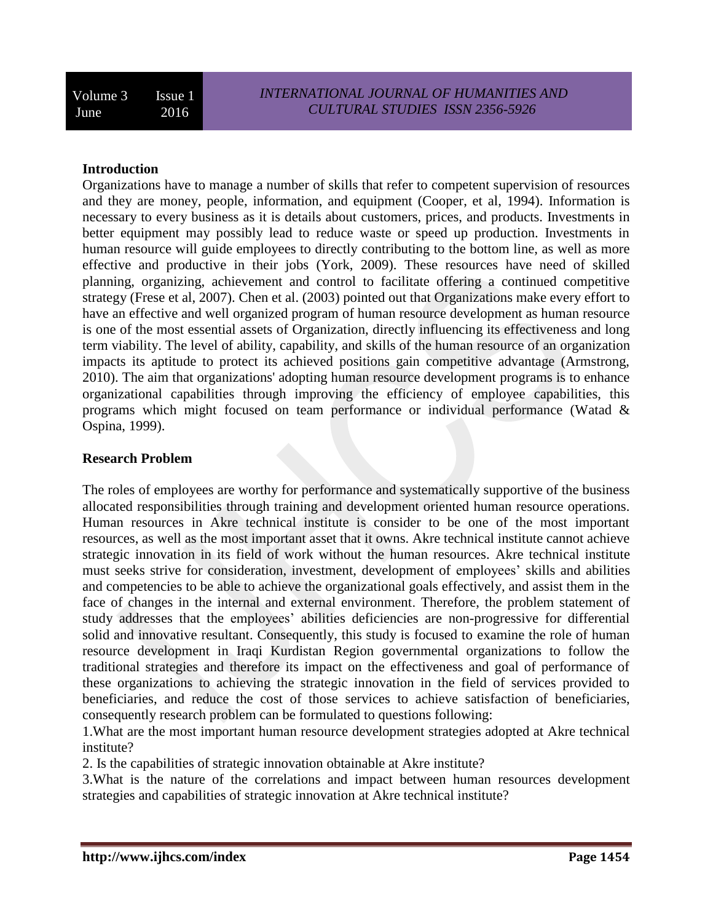## Introduction

Organizations have to manage a number of skills that refer to competent supervision of resources and they are money, people, information, and equipment (Cooper, et al, 1994). Information is necessary to every business as it is details about customers, prices, and products. Investments in better equipment may possibly lead to reduce waste or speed up production. Investments in human resource will guide employees to directly contributing to the bottom line, as well as more effective and productive in their jobs (York, 2009). These resources have need of skilled planning, organizing, achievement and control to facilitate offering a continued competitive strategy (Frese et al, 2007). Chen et al. (2003) pointed out that Organizations make every effort to have an effective and well organized program of human resource development as human resource is one of the most essential assets of Organization, directly influencing its effectiveness and long term viability. The level of ability, capability, and skills of the human resource of an organization impacts its aptitude to protect its achieved positions gain competitive advantage (Armstrong, 2010). The aim that organizations' adopting human resource development programs is to enhance organizational capabilities through improving the efficiency of employee capabilities, this programs which might focused on team performance or individual performance (Watad & Ospina, 1999).

## Research Problem

The roles of employees are worthy for performance and systematically supportive of the business allocated responsibilities through training and development oriented human resource operations. Human resources in Akre technical institute is consider to be one of the most important resources, as well as the most important asset that it owns. Akre technical institute cannot achieve strategic innovation in its field of work without the human resources. Akre technical institute must seeks strive for consideration, investment, development of employees' skills and abilities and competencies to be able to achieve the organizational goals effectively, and assist them in the face of changes in the internal and external environment. Therefore, the problem statement of study addresses that the employees' abilities deficiencies are non-progressive for differential solid and innovative resultant. Consequently, this study is focused to examine the role of human resource development in Iraqi Kurdistan Region governmental organizations to follow the traditional strategies and therefore its impact on the effectiveness and goal of performance of these organizations to achieving the strategic innovation in the field of services provided to beneficiaries, and reduce the cost of those services to achieve satisfaction of beneficiaries, consequently research problem can be formulated to questions following:

1.What are the most important human resource development strategies adopted at Akre technical institute?

2. Is the capabilities of strategic innovation obtainable at Akre institute?

3.What is the nature of the correlations and impact between human resources development strategies and capabilities of strategic innovation at Akre technical institute?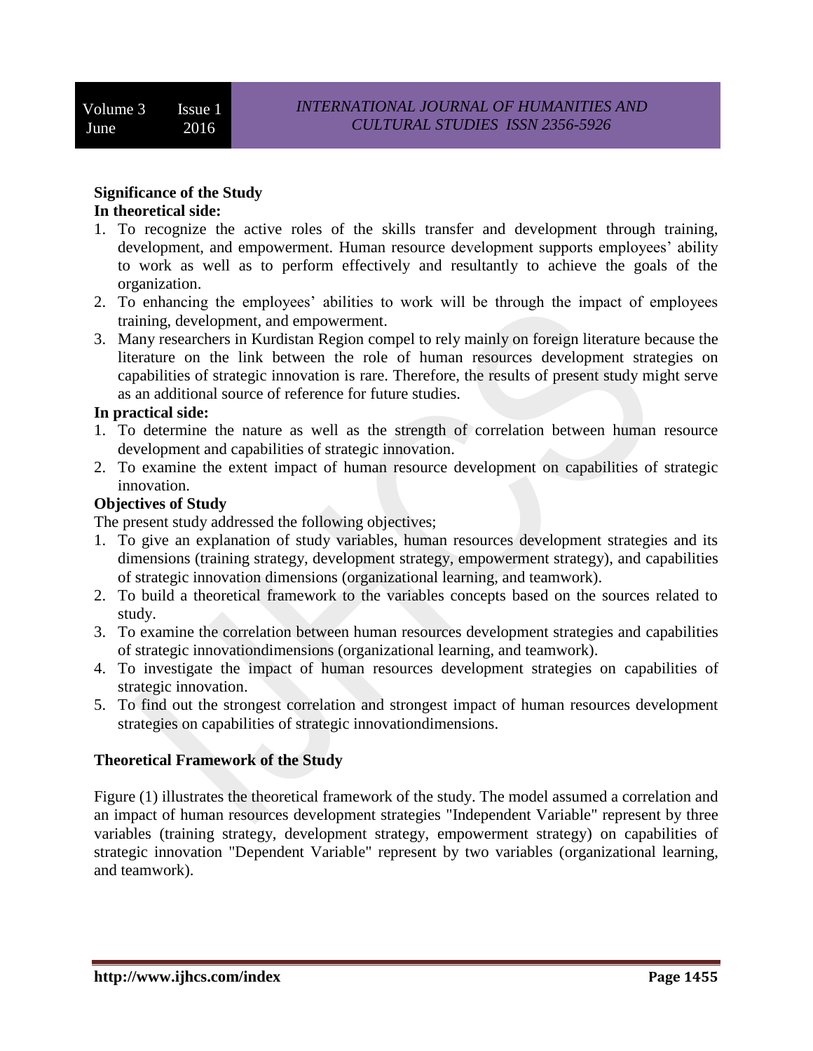**Significance of the Study**

**In theoretical side:**

1. To recognize the active roles of the skills transfer and development through training, development, and empowerment. Human resource development supports employees' ability to work as well as to perform effectively and resultantly to achieve the goals of the organization.
2. To enhancing the employees' abilities to work will be through the impact of employees training, development, and empowerment.
3. Many researchers in Kurdistan Region compel to rely mainly on foreign literature because the literature on the link between the role of human resources development strategies on capabilities of strategic innovation is rare. Therefore, the results of present study might serve as an additional source of reference for future studies.

**In practical side:**

1. To determine the nature as well as the strength of correlation between human resource development and capabilities of strategic innovation.
2. To examine the extent impact of human resource development on capabilities of strategic innovation.

**Objectives of Study**

The present study addressed the following objectives;

1. To give an explanation of study variables, human resources development strategies and its dimensions (training strategy, development strategy, empowerment strategy), and capabilities of strategic innovation dimensions (organizational learning, and teamwork).
2. To build a theoretical framework to the variables concepts based on the sources related to study.
3. To examine the correlation between human resources development strategies and capabilities of strategic innovationdimensions (organizational learning, and teamwork).
4. To investigate the impact of human resources development strategies on capabilities of strategic innovation.
5. To find out the strongest correlation and strongest impact of human resources development strategies on capabilities of strategic innovationdimensions.

**Theoretical Framework of the Study**

Figure (1) illustrates the theoretical framework of the study. The model assumed a correlation and an impact of human resources development strategies "Independent Variable" represent by three variables (training strategy, development strategy, empowerment strategy) on capabilities of strategic innovation "Dependent Variable" represent by two variables (organizational learning, and teamwork).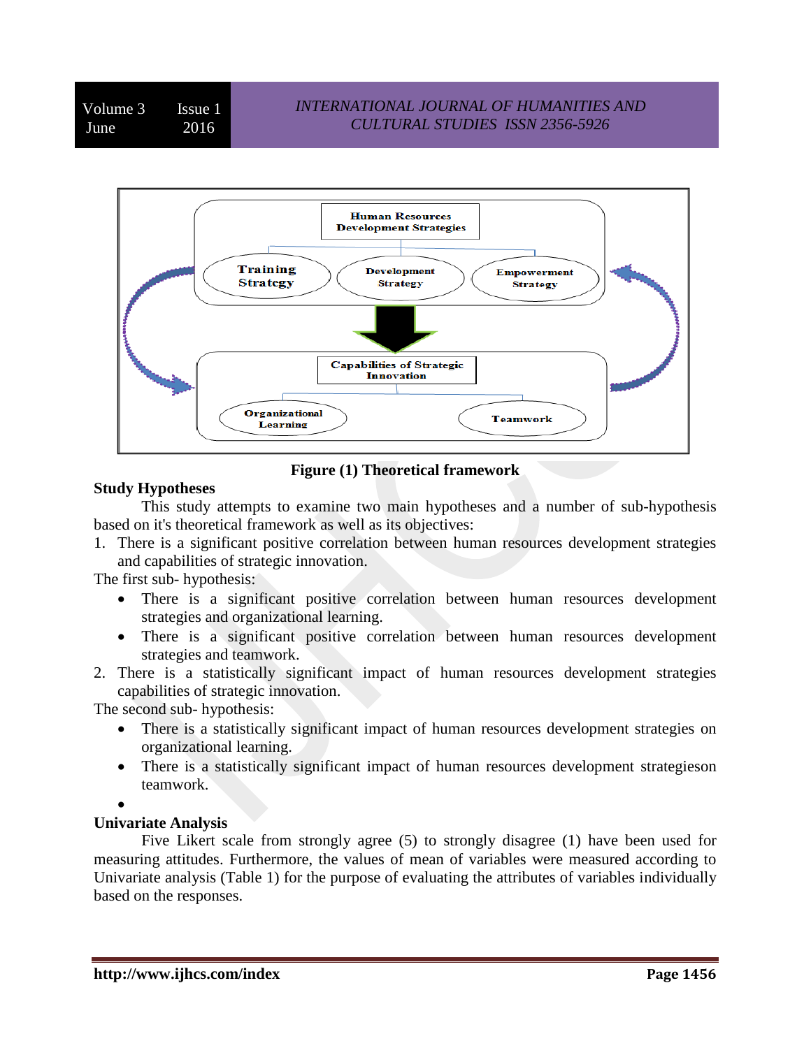Figure (1) Theoretical framework

## Study Hypotheses

This study attempts to examine two main hypotheses and a number of sub-hypothesis based on it's theoretical framework as well as its objectives:

1. There is a significant positive correlation between human resources development strategies and capabilities of strategic innovation.

The first sub- hypothesis:

- There is a significant positive correlation between human resources development strategies and organizational learning.
- There is a significant positive correlation between human resources development strategies and teamwork.

2. There is a statistically significant impact of human resources development strategies capabilities of strategic innovation.

The second sub- hypothesis:

- There is a statistically significant impact of human resources development strategies on organizational learning.
- There is a statistically significant impact of human resources development strategieson teamwork.

## Univariate Analysis

Five Likert scale from strongly agree (5) to strongly disagree (1) have been used for measuring attitudes. Furthermore, the values of mean of variables were measured according to Univariate analysis (Table 1) for the purpose of evaluating the attributes of variables individually based on the responses.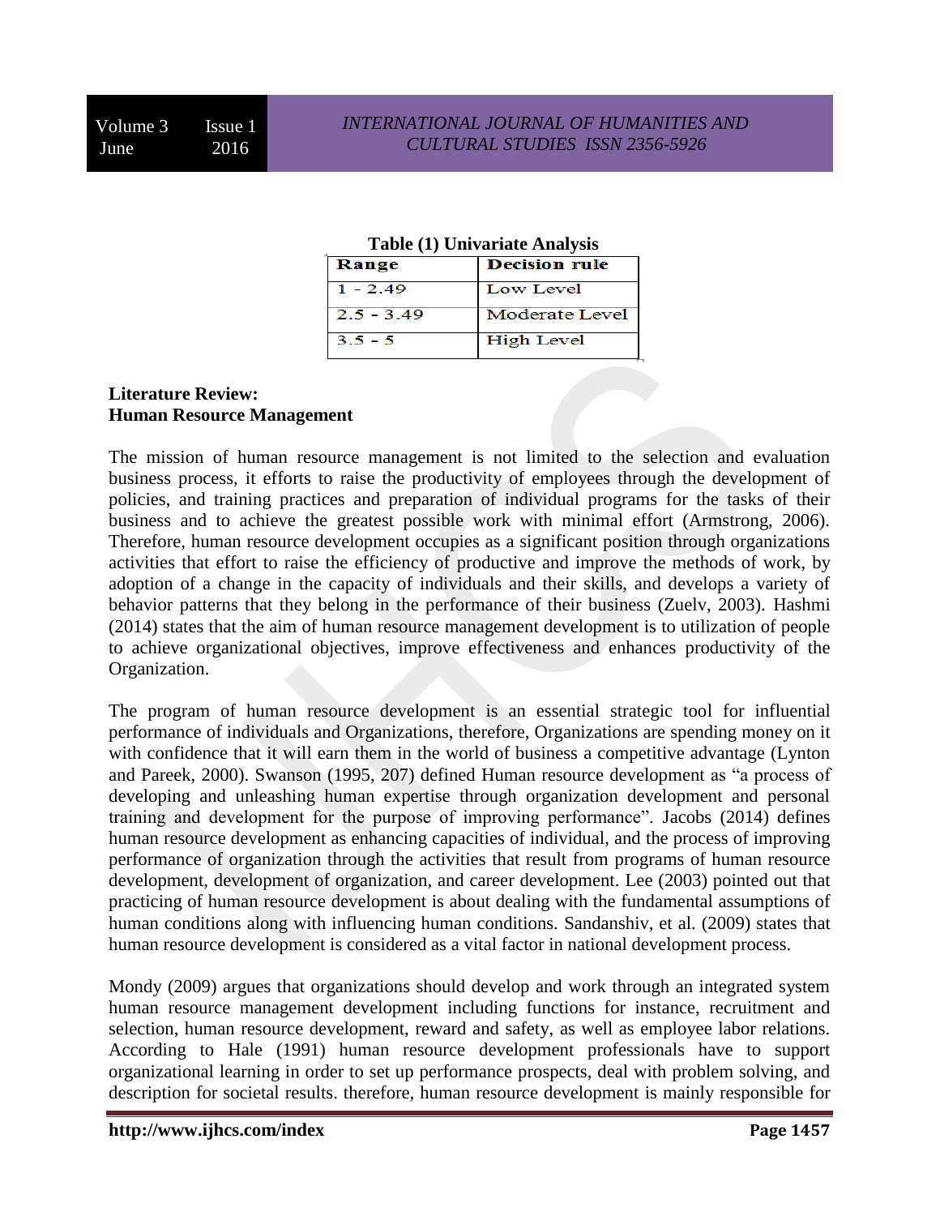**Table (1) Univariate Analysis**

| Range | Decision rule |
| --- | --- |
| 1 - 2.49 | Low Level |
| 2.5 - 3.49 | Moderate Level |
| 3.5 - 5 | High Level |

**Literature Review:**
**Human Resource Management**

The mission of human resource management is not limited to the selection and evaluation business process, it efforts to raise the productivity of employees through the development of policies, and training practices and preparation of individual programs for the tasks of their business and to achieve the greatest possible work with minimal effort (Armstrong, 2006). Therefore, human resource development occupies as a significant position through organizations activities that effort to raise the efficiency of productive and improve the methods of work, by adoption of a change in the capacity of individuals and their skills, and develops a variety of behavior patterns that they belong in the performance of their business (Zuelv, 2003). Hashmi (2014) states that the aim of human resource management development is to utilization of people to achieve organizational objectives, improve effectiveness and enhances productivity of the Organization.

The program of human resource development is an essential strategic tool for influential performance of individuals and Organizations, therefore, Organizations are spending money on it with confidence that it will earn them in the world of business a competitive advantage (Lynton and Pareek, 2000). Swanson (1995, 207) defined Human resource development as "a process of developing and unleashing human expertise through organization development and personal training and development for the purpose of improving performance". Jacobs (2014) defines human resource development as enhancing capacities of individual, and the process of improving performance of organization through the activities that result from programs of human resource development, development of organization, and career development. Lee (2003) pointed out that practicing of human resource development is about dealing with the fundamental assumptions of human conditions along with influencing human conditions. Sandanshiv, et al. (2009) states that human resource development is considered as a vital factor in national development process.

Mondy (2009) argues that organizations should develop and work through an integrated system human resource management development including functions for instance, recruitment and selection, human resource development, reward and safety, as well as employee labor relations. According to Hale (1991) human resource development professionals have to support organizational learning in order to set up performance prospects, deal with problem solving, and description for societal results. therefore, human resource development is mainly responsible for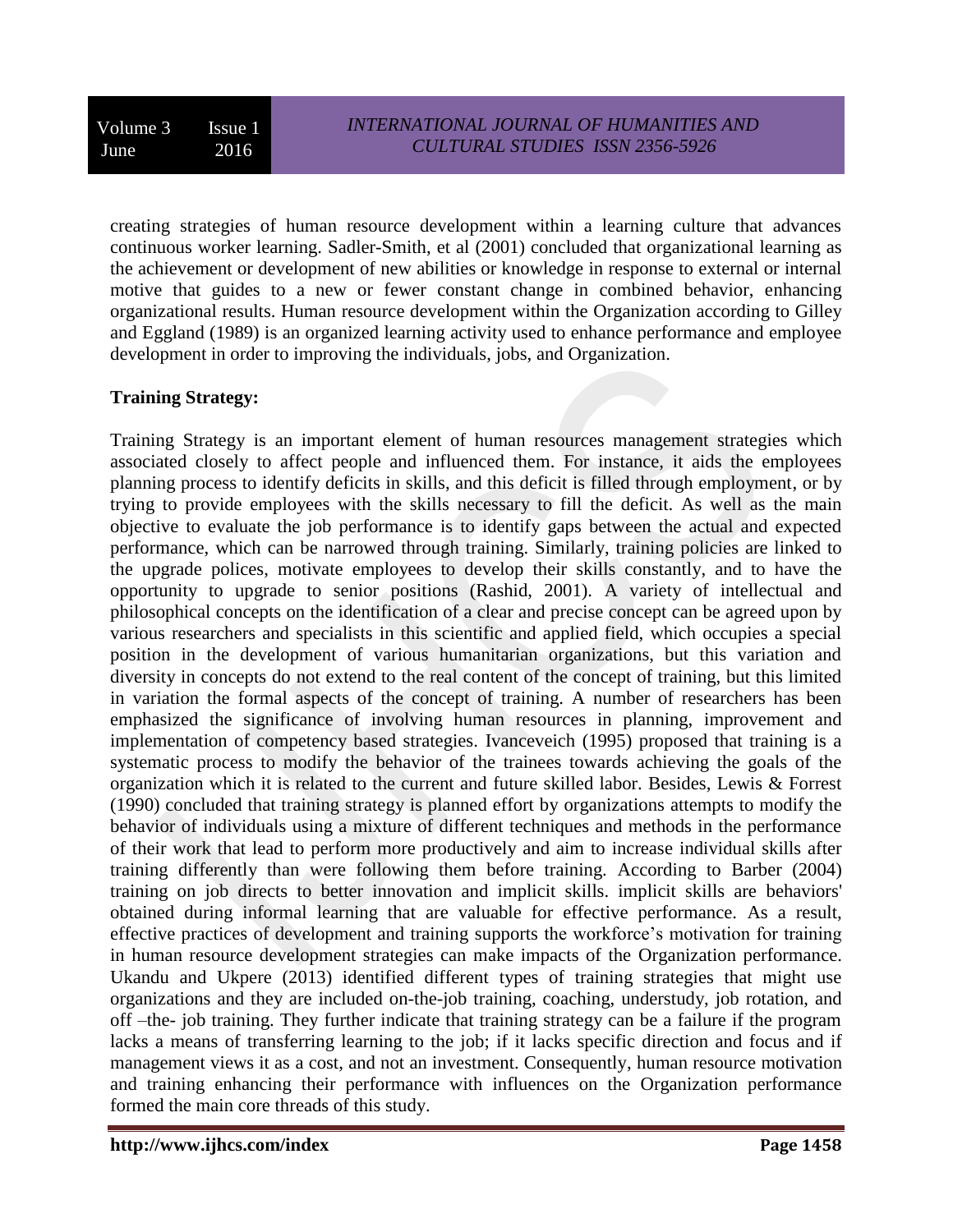creating strategies of human resource development within a learning culture that advances continuous worker learning. Sadler-Smith, et al (2001) concluded that organizational learning as the achievement or development of new abilities or knowledge in response to external or internal motive that guides to a new or fewer constant change in combined behavior, enhancing organizational results. Human resource development within the Organization according to Gilley and Eggland (1989) is an organized learning activity used to enhance performance and employee development in order to improving the individuals, jobs, and Organization.

**Training Strategy:**

Training Strategy is an important element of human resources management strategies which associated closely to affect people and influenced them. For instance, it aids the employees planning process to identify deficits in skills, and this deficit is filled through employment, or by trying to provide employees with the skills necessary to fill the deficit. As well as the main objective to evaluate the job performance is to identify gaps between the actual and expected performance, which can be narrowed through training. Similarly, training policies are linked to the upgrade polices, motivate employees to develop their skills constantly, and to have the opportunity to upgrade to senior positions (Rashid, 2001). A variety of intellectual and philosophical concepts on the identification of a clear and precise concept can be agreed upon by various researchers and specialists in this scientific and applied field, which occupies a special position in the development of various humanitarian organizations, but this variation and diversity in concepts do not extend to the real content of the concept of training, but this limited in variation the formal aspects of the concept of training. A number of researchers has been emphasized the significance of involving human resources in planning, improvement and implementation of competency based strategies. Ivanceveich (1995) proposed that training is a systematic process to modify the behavior of the trainees towards achieving the goals of the organization which it is related to the current and future skilled labor. Besides, Lewis & Forrest (1990) concluded that training strategy is planned effort by organizations attempts to modify the behavior of individuals using a mixture of different techniques and methods in the performance of their work that lead to perform more productively and aim to increase individual skills after training differently than were following them before training. According to Barber (2004) training on job directs to better innovation and implicit skills. implicit skills are behaviors' obtained during informal learning that are valuable for effective performance. As a result, effective practices of development and training supports the workforce's motivation for training in human resource development strategies can make impacts of the Organization performance. Ukandu and Ukpere (2013) identified different types of training strategies that might use organizations and they are included on-the-job training, coaching, understudy, job rotation, and off –the- job training. They further indicate that training strategy can be a failure if the program lacks a means of transferring learning to the job; if it lacks specific direction and focus and if management views it as a cost, and not an investment. Consequently, human resource motivation and training enhancing their performance with influences on the Organization performance formed the main core threads of this study.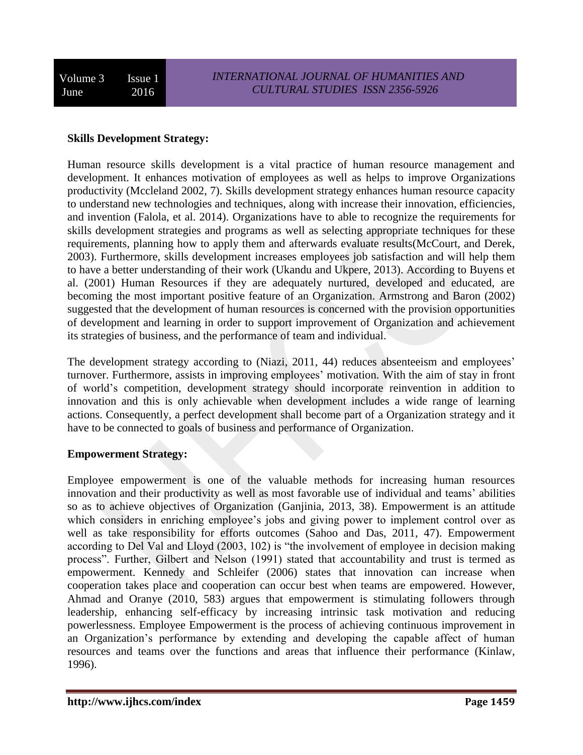**Skills Development Strategy:**

Human resource skills development is a vital practice of human resource management and development. It enhances motivation of employees as well as helps to improve Organizations productivity (Mccleland 2002, 7). Skills development strategy enhances human resource capacity to understand new technologies and techniques, along with increase their innovation, efficiencies, and invention (Falola, et al. 2014). Organizations have to able to recognize the requirements for skills development strategies and programs as well as selecting appropriate techniques for these requirements, planning how to apply them and afterwards evaluate results(McCourt, and Derek, 2003). Furthermore, skills development increases employees job satisfaction and will help them to have a better understanding of their work (Ukandu and Ukpere, 2013). According to Buyens et al. (2001) Human Resources if they are adequately nurtured, developed and educated, are becoming the most important positive feature of an Organization. Armstrong and Baron (2002) suggested that the development of human resources is concerned with the provision opportunities of development and learning in order to support improvement of Organization and achievement its strategies of business, and the performance of team and individual.

The development strategy according to (Niazi, 2011, 44) reduces absenteeism and employees' turnover. Furthermore, assists in improving employees' motivation. With the aim of stay in front of world's competition, development strategy should incorporate reinvention in addition to innovation and this is only achievable when development includes a wide range of learning actions. Consequently, a perfect development shall become part of a Organization strategy and it have to be connected to goals of business and performance of Organization.

**Empowerment Strategy:**

Employee empowerment is one of the valuable methods for increasing human resources innovation and their productivity as well as most favorable use of individual and teams' abilities so as to achieve objectives of Organization (Ganjinia, 2013, 38). Empowerment is an attitude which considers in enriching employee's jobs and giving power to implement control over as well as take responsibility for efforts outcomes (Sahoo and Das, 2011, 47). Empowerment according to Del Val and Lloyd (2003, 102) is "the involvement of employee in decision making process". Further, Gilbert and Nelson (1991) stated that accountability and trust is termed as empowerment. Kennedy and Schleifer (2006) states that innovation can increase when cooperation takes place and cooperation can occur best when teams are empowered. However, Ahmad and Oranye (2010, 583) argues that empowerment is stimulating followers through leadership, enhancing self-efficacy by increasing intrinsic task motivation and reducing powerlessness. Employee Empowerment is the process of achieving continuous improvement in an Organization's performance by extending and developing the capable affect of human resources and teams over the functions and areas that influence their performance (Kinlaw, 1996).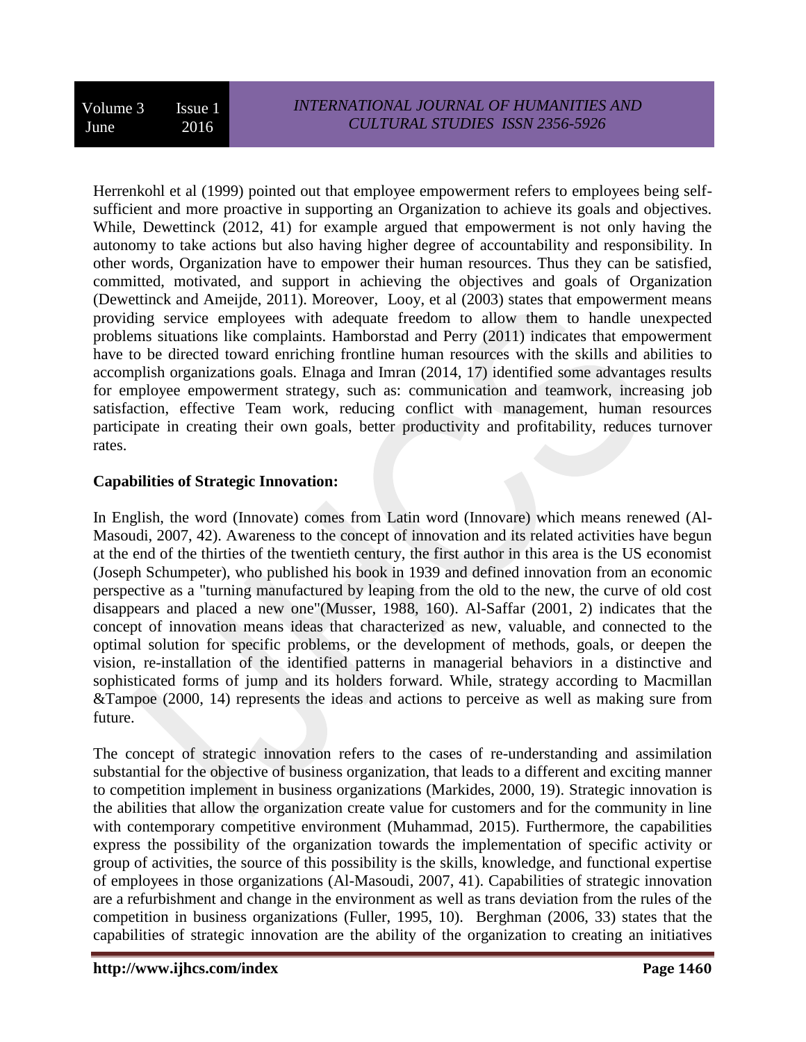Herrenkohl et al (1999) pointed out that employee empowerment refers to employees being self-sufficient and more proactive in supporting an Organization to achieve its goals and objectives. While, Dewettinck (2012, 41) for example argued that empowerment is not only having the autonomy to take actions but also having higher degree of accountability and responsibility. In other words, Organization have to empower their human resources. Thus they can be satisfied, committed, motivated, and support in achieving the objectives and goals of Organization (Dewettinck and Ameijde, 2011). Moreover, Looy, et al (2003) states that empowerment means providing service employees with adequate freedom to allow them to handle unexpected problems situations like complaints. Hamborstad and Perry (2011) indicates that empowerment have to be directed toward enriching frontline human resources with the skills and abilities to accomplish organizations goals. Elnaga and Imran (2014, 17) identified some advantages results for employee empowerment strategy, such as: communication and teamwork, increasing job satisfaction, effective Team work, reducing conflict with management, human resources participate in creating their own goals, better productivity and profitability, reduces turnover rates.

**Capabilities of Strategic Innovation:**

In English, the word (Innovate) comes from Latin word (Innovare) which means renewed (Al-Masoudi, 2007, 42). Awareness to the concept of innovation and its related activities have begun at the end of the thirties of the twentieth century, the first author in this area is the US economist (Joseph Schumpeter), who published his book in 1939 and defined innovation from an economic perspective as a "turning manufactured by leaping from the old to the new, the curve of old cost disappears and placed a new one"(Musser, 1988, 160). Al-Saffar (2001, 2) indicates that the concept of innovation means ideas that characterized as new, valuable, and connected to the optimal solution for specific problems, or the development of methods, goals, or deepen the vision, re-installation of the identified patterns in managerial behaviors in a distinctive and sophisticated forms of jump and its holders forward. While, strategy according to Macmillan &Tampoe (2000, 14) represents the ideas and actions to perceive as well as making sure from future.

The concept of strategic innovation refers to the cases of re-understanding and assimilation substantial for the objective of business organization, that leads to a different and exciting manner to competition implement in business organizations (Markides, 2000, 19). Strategic innovation is the abilities that allow the organization create value for customers and for the community in line with contemporary competitive environment (Muhammad, 2015). Furthermore, the capabilities express the possibility of the organization towards the implementation of specific activity or group of activities, the source of this possibility is the skills, knowledge, and functional expertise of employees in those organizations (Al-Masoudi, 2007, 41). Capabilities of strategic innovation are a refurbishment and change in the environment as well as trans deviation from the rules of the competition in business organizations (Fuller, 1995, 10). Berghman (2006, 33) states that the capabilities of strategic innovation are the ability of the organization to creating an initiatives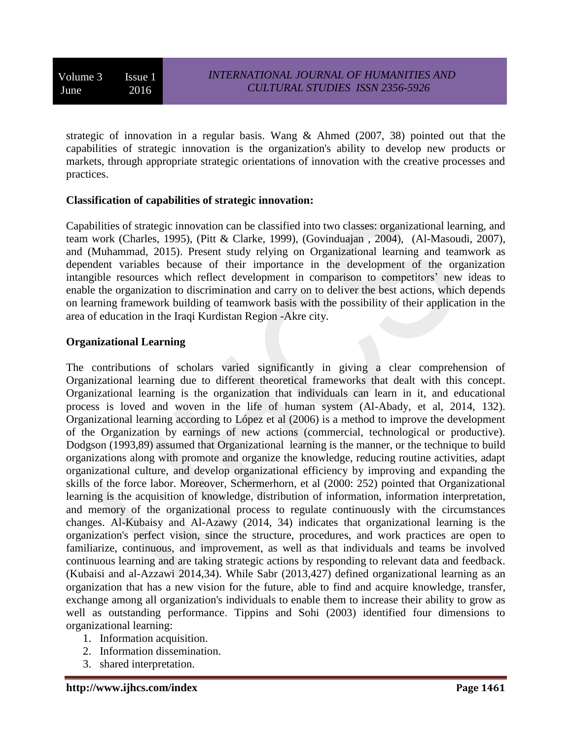strategic of innovation in a regular basis. Wang & Ahmed (2007, 38) pointed out that the capabilities of strategic innovation is the organization's ability to develop new products or markets, through appropriate strategic orientations of innovation with the creative processes and practices.

**Classification of capabilities of strategic innovation:**

Capabilities of strategic innovation can be classified into two classes: organizational learning, and team work (Charles, 1995), (Pitt & Clarke, 1999), (Govinduajan , 2004), (Al-Masoudi, 2007), and (Muhammad, 2015). Present study relying on Organizational learning and teamwork as dependent variables because of their importance in the development of the organization intangible resources which reflect development in comparison to competitors' new ideas to enable the organization to discrimination and carry on to deliver the best actions, which depends on learning framework building of teamwork basis with the possibility of their application in the area of education in the Iraqi Kurdistan Region -Akre city.

**Organizational Learning**

The contributions of scholars varied significantly in giving a clear comprehension of Organizational learning due to different theoretical frameworks that dealt with this concept. Organizational learning is the organization that individuals can learn in it, and educational process is loved and woven in the life of human system (Al-Abady, et al, 2014, 132). Organizational learning according to López et al (2006) is a method to improve the development of the Organization by earnings of new actions (commercial, technological or productive). Dodgson (1993,89) assumed that Organizational learning is the manner, or the technique to build organizations along with promote and organize the knowledge, reducing routine activities, adapt organizational culture, and develop organizational efficiency by improving and expanding the skills of the force labor. Moreover, Schermerhorn, et al (2000: 252) pointed that Organizational learning is the acquisition of knowledge, distribution of information, information interpretation, and memory of the organizational process to regulate continuously with the circumstances changes. Al-Kubaisy and Al-Azawy (2014, 34) indicates that organizational learning is the organization's perfect vision, since the structure, procedures, and work practices are open to familiarize, continuous, and improvement, as well as that individuals and teams be involved continuous learning and are taking strategic actions by responding to relevant data and feedback. (Kubaisi and al-Azzawi 2014,34). While Sabr (2013,427) defined organizational learning as an organization that has a new vision for the future, able to find and acquire knowledge, transfer, exchange among all organization's individuals to enable them to increase their ability to grow as well as outstanding performance. Tippins and Sohi (2003) identified four dimensions to organizational learning:

1. Information acquisition.
2. Information dissemination.
3. shared interpretation.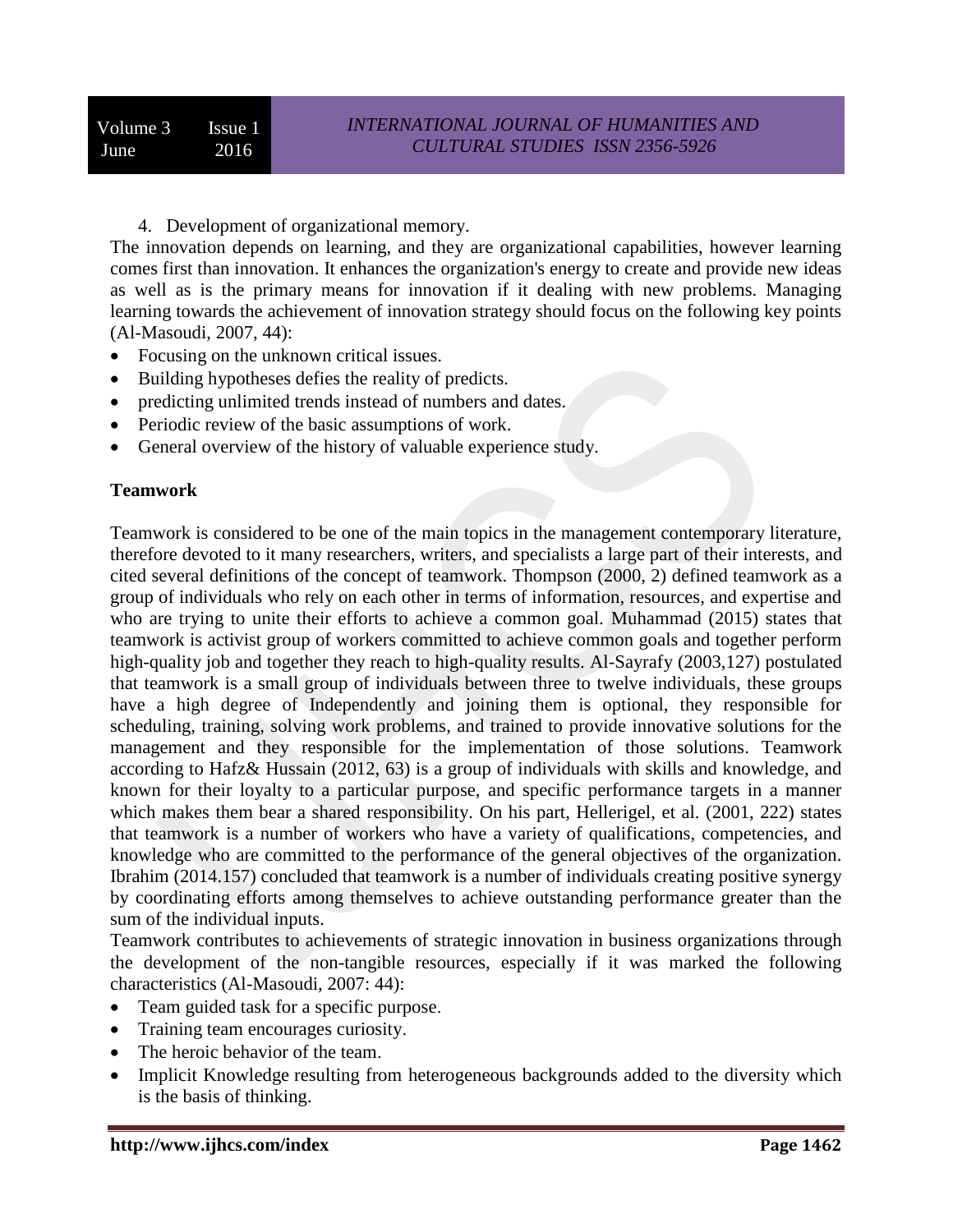4. Development of organizational memory.

The innovation depends on learning, and they are organizational capabilities, however learning comes first than innovation. It enhances the organization's energy to create and provide new ideas as well as is the primary means for innovation if it dealing with new problems. Managing learning towards the achievement of innovation strategy should focus on the following key points (Al-Masoudi, 2007, 44):

- Focusing on the unknown critical issues.
- Building hypotheses defies the reality of predicts.
- predicting unlimited trends instead of numbers and dates.
- Periodic review of the basic assumptions of work.
- General overview of the history of valuable experience study.

**Teamwork**

Teamwork is considered to be one of the main topics in the management contemporary literature, therefore devoted to it many researchers, writers, and specialists a large part of their interests, and cited several definitions of the concept of teamwork. Thompson (2000, 2) defined teamwork as a group of individuals who rely on each other in terms of information, resources, and expertise and who are trying to unite their efforts to achieve a common goal. Muhammad (2015) states that teamwork is activist group of workers committed to achieve common goals and together perform high-quality job and together they reach to high-quality results. Al-Sayrafy (2003,127) postulated that teamwork is a small group of individuals between three to twelve individuals, these groups have a high degree of Independently and joining them is optional, they responsible for scheduling, training, solving work problems, and trained to provide innovative solutions for the management and they responsible for the implementation of those solutions. Teamwork according to Hafz& Hussain (2012, 63) is a group of individuals with skills and knowledge, and known for their loyalty to a particular purpose, and specific performance targets in a manner which makes them bear a shared responsibility. On his part, Hellerigel, et al. (2001, 222) states that teamwork is a number of workers who have a variety of qualifications, competencies, and knowledge who are committed to the performance of the general objectives of the organization. Ibrahim (2014.157) concluded that teamwork is a number of individuals creating positive synergy by coordinating efforts among themselves to achieve outstanding performance greater than the sum of the individual inputs.

Teamwork contributes to achievements of strategic innovation in business organizations through the development of the non-tangible resources, especially if it was marked the following characteristics (Al-Masoudi, 2007: 44):

- Team guided task for a specific purpose.
- Training team encourages curiosity.
- The heroic behavior of the team.
- Implicit Knowledge resulting from heterogeneous backgrounds added to the diversity which is the basis of thinking.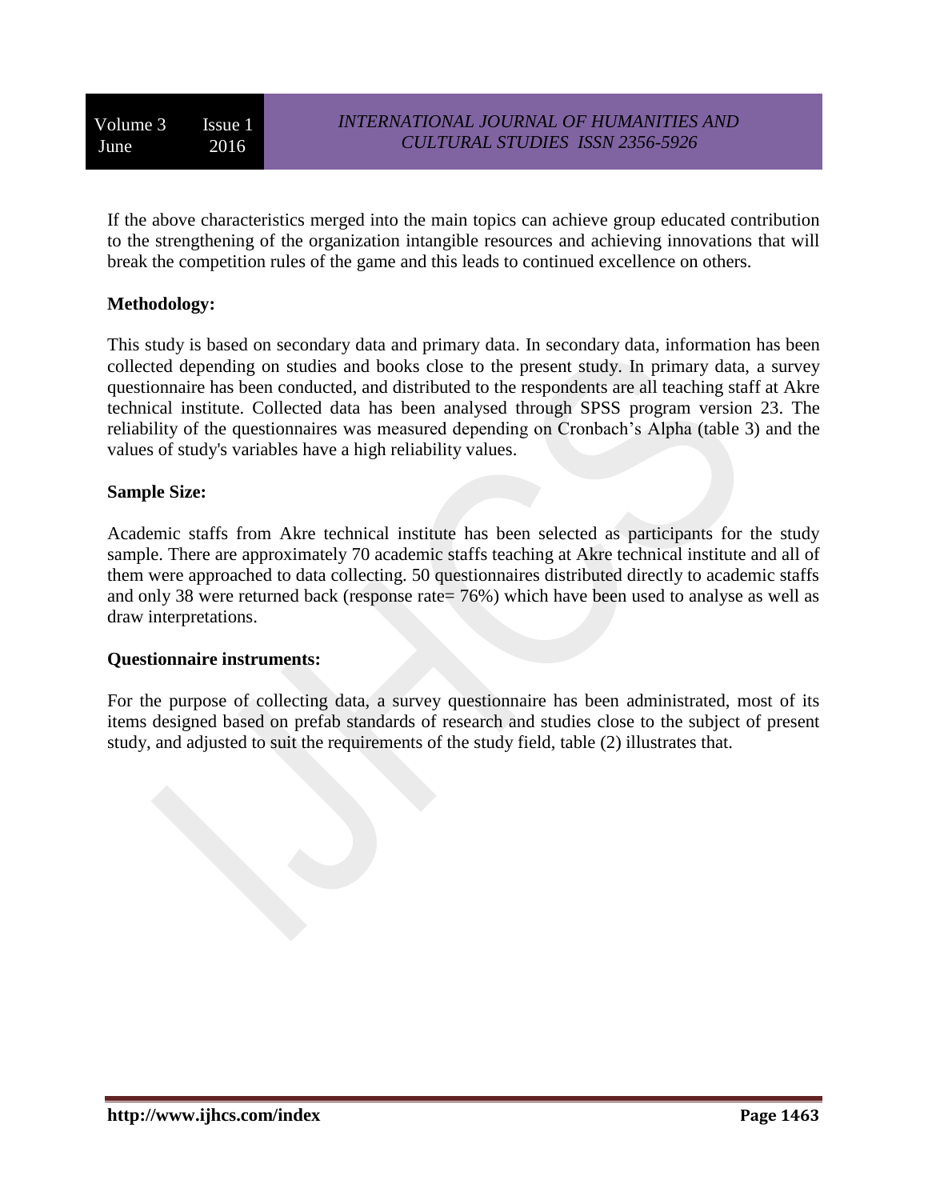If the above characteristics merged into the main topics can achieve group educated contribution to the strengthening of the organization intangible resources and achieving innovations that will break the competition rules of the game and this leads to continued excellence on others.

**Methodology:**

This study is based on secondary data and primary data. In secondary data, information has been collected depending on studies and books close to the present study. In primary data, a survey questionnaire has been conducted, and distributed to the respondents are all teaching staff at Akre technical institute. Collected data has been analysed through SPSS program version 23. The reliability of the questionnaires was measured depending on Cronbach's Alpha (table 3) and the values of study's variables have a high reliability values.

**Sample Size:**

Academic staffs from Akre technical institute has been selected as participants for the study sample. There are approximately 70 academic staffs teaching at Akre technical institute and all of them were approached to data collecting. 50 questionnaires distributed directly to academic staffs and only 38 were returned back (response rate= 76%) which have been used to analyse as well as draw interpretations.

**Questionnaire instruments:**

For the purpose of collecting data, a survey questionnaire has been administrated, most of its items designed based on prefab standards of research and studies close to the subject of present study, and adjusted to suit the requirements of the study field, table (2) illustrates that.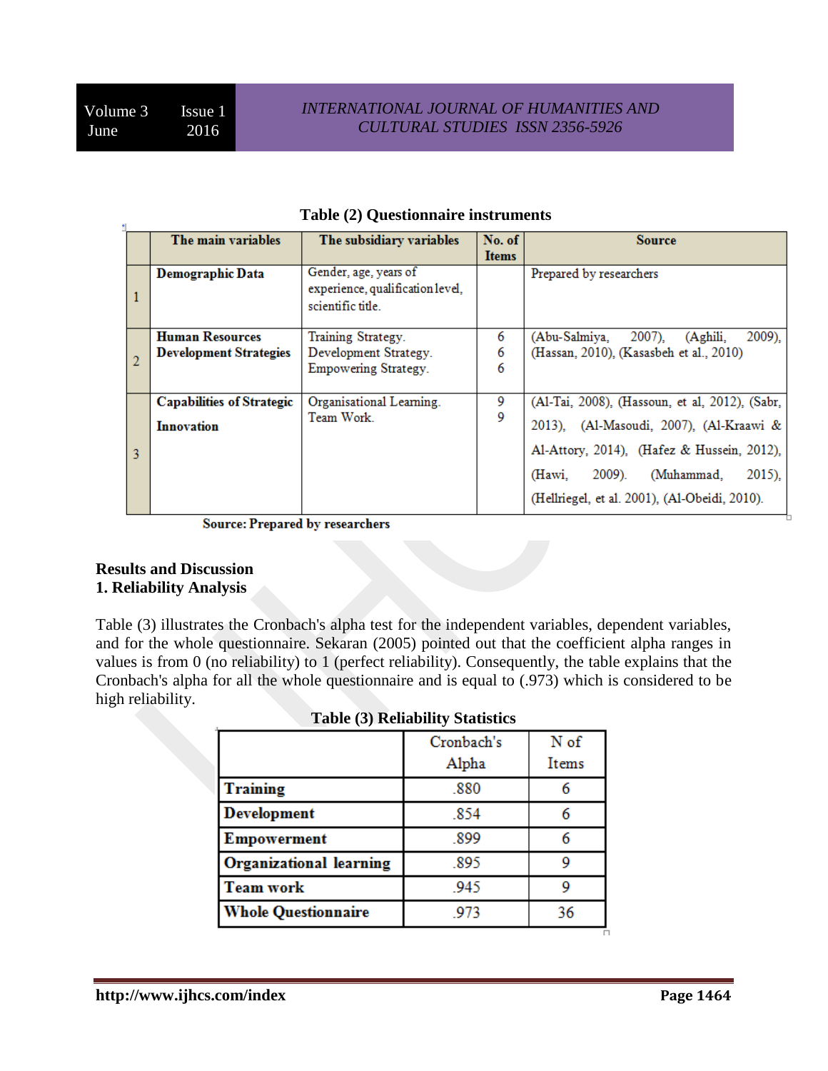**Table (2) Questionnaire instruments**

| | The main variables | The subsidiary variables | No. of Items | Source |
|---|---|---|---|---|
| 1 | **Demographic Data** | Gender, age, years of experience, qualification level, scientific title. | | Prepared by researchers |
| 2 | **Human Resources Development Strategies** | Training Strategy.<br>Development Strategy.<br>Empowering Strategy. | 6<br>6<br>6 | (Abu-Salmiya, 2007), (Aghili, 2009), (Hassan, 2010), (Kasasbeh et al., 2010) |
| 3 | **Capabilities of Strategic Innovation** | Organisational Learning.<br>Team Work. | 9<br>9 | (Al-Tai, 2008), (Hassoun, et al, 2012), (Sabr, 2013), (Al-Masoudi, 2007), (Al-Kraawi & Al-Attory, 2014), (Hafez & Hussein, 2012), (Hawi, 2009). (Muhammad, 2015), (Hellriegel, et al. 2001), (Al-Obeidi, 2010). |

**Source: Prepared by researchers**

## Results and Discussion

### 1. Reliability Analysis

Table (3) illustrates the Cronbach's alpha test for the independent variables, dependent variables, and for the whole questionnaire. Sekaran (2005) pointed out that the coefficient alpha ranges in values is from 0 (no reliability) to 1 (perfect reliability). Consequently, the table explains that the Cronbach's alpha for all the whole questionnaire and is equal to (.973) which is considered to be high reliability.

**Table (3) Reliability Statistics**

| | Cronbach's Alpha | N of Items |
|---|---|---|
| **Training** | .880 | 6 |
| **Development** | .854 | 6 |
| **Empowerment** | .899 | 6 |
| **Organizational learning** | .895 | 9 |
| **Team work** | .945 | 9 |
| **Whole Questionnaire** | .973 | 36 |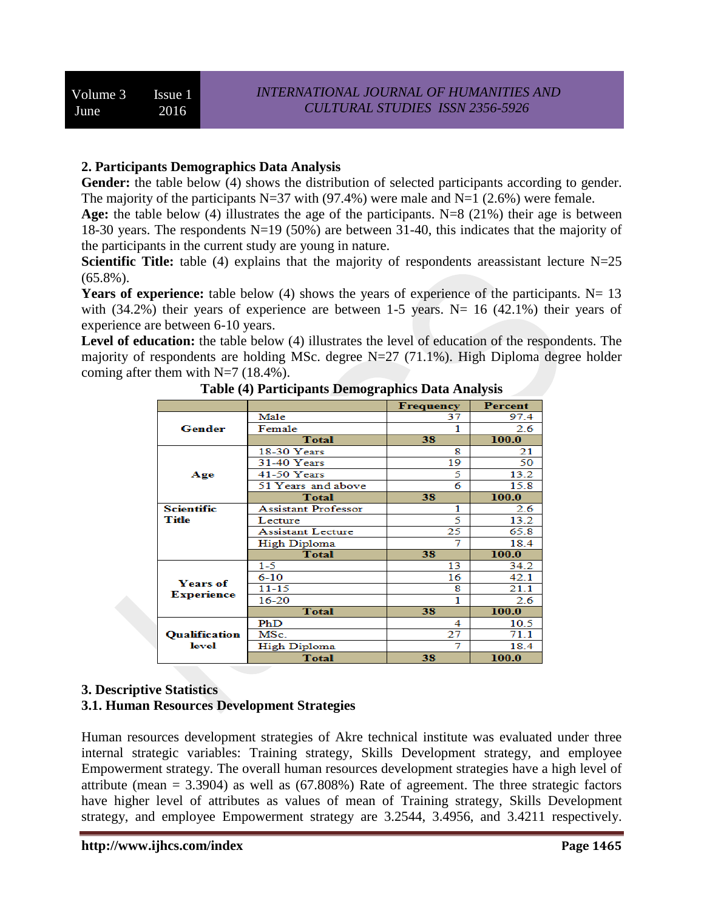## 2. Participants Demographics Data Analysis

**Gender:** the table below (4) shows the distribution of selected participants according to gender. The majority of the participants N=37 with (97.4%) were male and N=1 (2.6%) were female.

**Age:** the table below (4) illustrates the age of the participants. N=8 (21%) their age is between 18-30 years. The respondents N=19 (50%) are between 31-40, this indicates that the majority of the participants in the current study are young in nature.

**Scientific Title:** table (4) explains that the majority of respondents areassistant lecture N=25 (65.8%).

**Years of experience:** table below (4) shows the years of experience of the participants. N= 13 with (34.2%) their years of experience are between 1-5 years. N= 16 (42.1%) their years of experience are between 6-10 years.

**Level of education:** the table below (4) illustrates the level of education of the respondents. The majority of respondents are holding MSc. degree N=27 (71.1%). High Diploma degree holder coming after them with N=7 (18.4%).

**Table (4) Participants Demographics Data Analysis**

| | | Frequency | Percent |
|---|---|---|---|
| Gender | Male | 37 | 97.4 |
| | Female | 1 | 2.6 |
| | **Total** | **38** | **100.0** |
| Age | 18-30 Years | 8 | 21 |
| | 31-40 Years | 19 | 50 |
| | 41-50 Years | 5 | 13.2 |
| | 51 Years and above | 6 | 15.8 |
| | **Total** | **38** | **100.0** |
| Scientific Title | Assistant Professor | 1 | 2.6 |
| | Lecture | 5 | 13.2 |
| | Assistant Lecture | 25 | 65.8 |
| | High Diploma | 7 | 18.4 |
| | **Total** | **38** | **100.0** |
| Years of Experience | 1-5 | 13 | 34.2 |
| | 6-10 | 16 | 42.1 |
| | 11-15 | 8 | 21.1 |
| | 16-20 | 1 | 2.6 |
| | **Total** | **38** | **100.0** |
| Qualification level | PhD | 4 | 10.5 |
| | MSc. | 27 | 71.1 |
| | High Diploma | 7 | 18.4 |
| | **Total** | **38** | **100.0** |

## 3. Descriptive Statistics

### 3.1. Human Resources Development Strategies

Human resources development strategies of Akre technical institute was evaluated under three internal strategic variables: Training strategy, Skills Development strategy, and employee Empowerment strategy. The overall human resources development strategies have a high level of attribute (mean = 3.3904) as well as (67.808%) Rate of agreement. The three strategic factors have higher level of attributes as values of mean of Training strategy, Skills Development strategy, and employee Empowerment strategy are 3.2544, 3.4956, and 3.4211 respectively.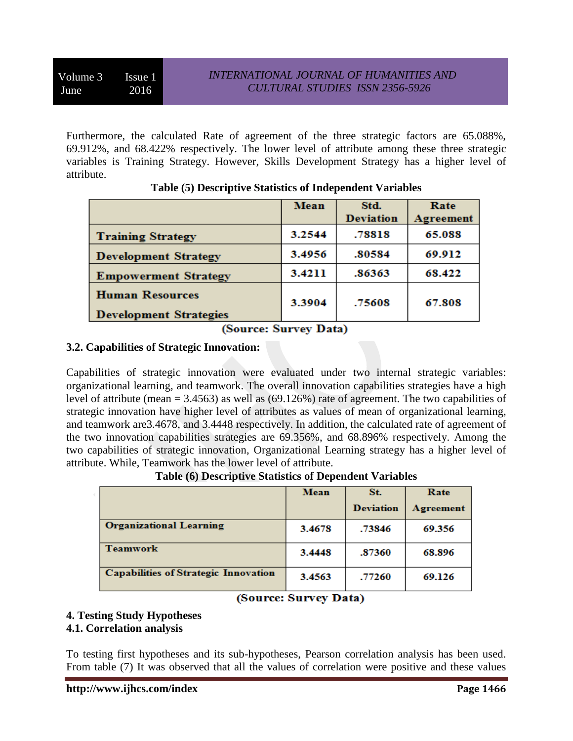Furthermore, the calculated Rate of agreement of the three strategic factors are 65.088%, 69.912%, and 68.422% respectively. The lower level of attribute among these three strategic variables is Training Strategy. However, Skills Development Strategy has a higher level of attribute.

**Table (5) Descriptive Statistics of Independent Variables**

| | Mean | Std. Deviation | Rate Agreement |
|---|---|---|---|
| Training Strategy | 3.2544 | .78818 | 65.088 |
| Development Strategy | 3.4956 | .80584 | 69.912 |
| Empowerment Strategy | 3.4211 | .86363 | 68.422 |
| Human Resources Development Strategies | 3.3904 | .75608 | 67.808 |

(Source: Survey Data)

### 3.2. Capabilities of Strategic Innovation:

Capabilities of strategic innovation were evaluated under two internal strategic variables: organizational learning, and teamwork. The overall innovation capabilities strategies have a high level of attribute (mean = 3.4563) as well as (69.126%) rate of agreement. The two capabilities of strategic innovation have higher level of attributes as values of mean of organizational learning, and teamwork are3.4678, and 3.4448 respectively. In addition, the calculated rate of agreement of the two innovation capabilities strategies are 69.356%, and 68.896% respectively. Among the two capabilities of strategic innovation, Organizational Learning strategy has a higher level of attribute. While, Teamwork has the lower level of attribute.

**Table (6) Descriptive Statistics of Dependent Variables**

| | Mean | St. Deviation | Rate Agreement |
|---|---|---|---|
| Organizational Learning | 3.4678 | .73846 | 69.356 |
| Teamwork | 3.4448 | .87360 | 68.896 |
| Capabilities of Strategic Innovation | 3.4563 | .77260 | 69.126 |

(Source: Survey Data)

## 4. Testing Study Hypotheses

### 4.1. Correlation analysis

To testing first hypotheses and its sub-hypotheses, Pearson correlation analysis has been used. From table (7) It was observed that all the values of correlation were positive and these values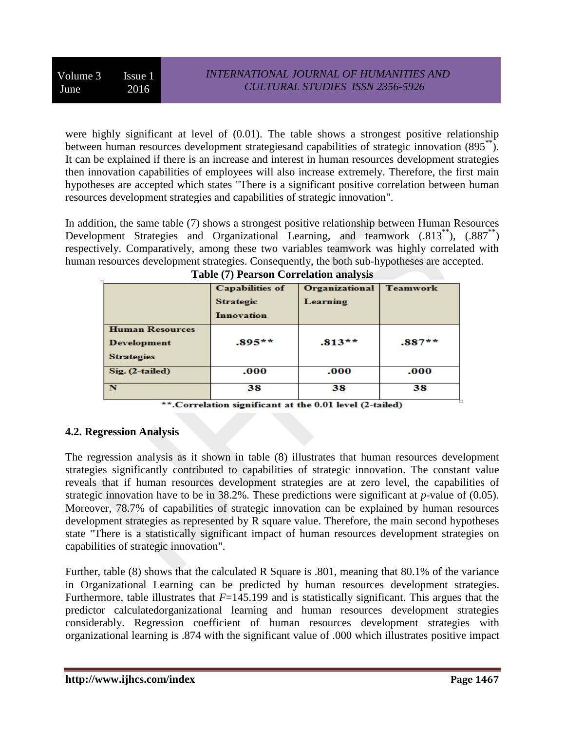were highly significant at level of (0.01). The table shows a strongest positive relationship between human resources development strategiesand capabilities of strategic innovation (895**). It can be explained if there is an increase and interest in human resources development strategies then innovation capabilities of employees will also increase extremely. Therefore, the first main hypotheses are accepted which states "There is a significant positive correlation between human resources development strategies and capabilities of strategic innovation".

In addition, the same table (7) shows a strongest positive relationship between Human Resources Development Strategies and Organizational Learning, and teamwork (.813**), (.887**) respectively. Comparatively, among these two variables teamwork was highly correlated with human resources development strategies. Consequently, the both sub-hypotheses are accepted.

**Table (7) Pearson Correlation analysis**

| | Capabilities of Strategic Innovation | Organizational Learning | Teamwork |
|---|---|---|---|
| Human Resources Development Strategies | .895** | .813** | .887** |
| Sig. (2-tailed) | .000 | .000 | .000 |
| N | 38 | 38 | 38 |

**.Correlation significant at the 0.01 level (2-tailed)

### 4.2. Regression Analysis

The regression analysis as it shown in table (8) illustrates that human resources development strategies significantly contributed to capabilities of strategic innovation. The constant value reveals that if human resources development strategies are at zero level, the capabilities of strategic innovation have to be in 38.2%. These predictions were significant at *p*-value of (0.05). Moreover, 78.7% of capabilities of strategic innovation can be explained by human resources development strategies as represented by R square value. Therefore, the main second hypotheses state "There is a statistically significant impact of human resources development strategies on capabilities of strategic innovation".

Further, table (8) shows that the calculated R Square is .801, meaning that 80.1% of the variance in Organizational Learning can be predicted by human resources development strategies. Furthermore, table illustrates that $F$=145.199 and is statistically significant. This argues that the predictor calculatedorganizational learning and human resources development strategies considerably. Regression coefficient of human resources development strategies with organizational learning is .874 with the significant value of .000 which illustrates positive impact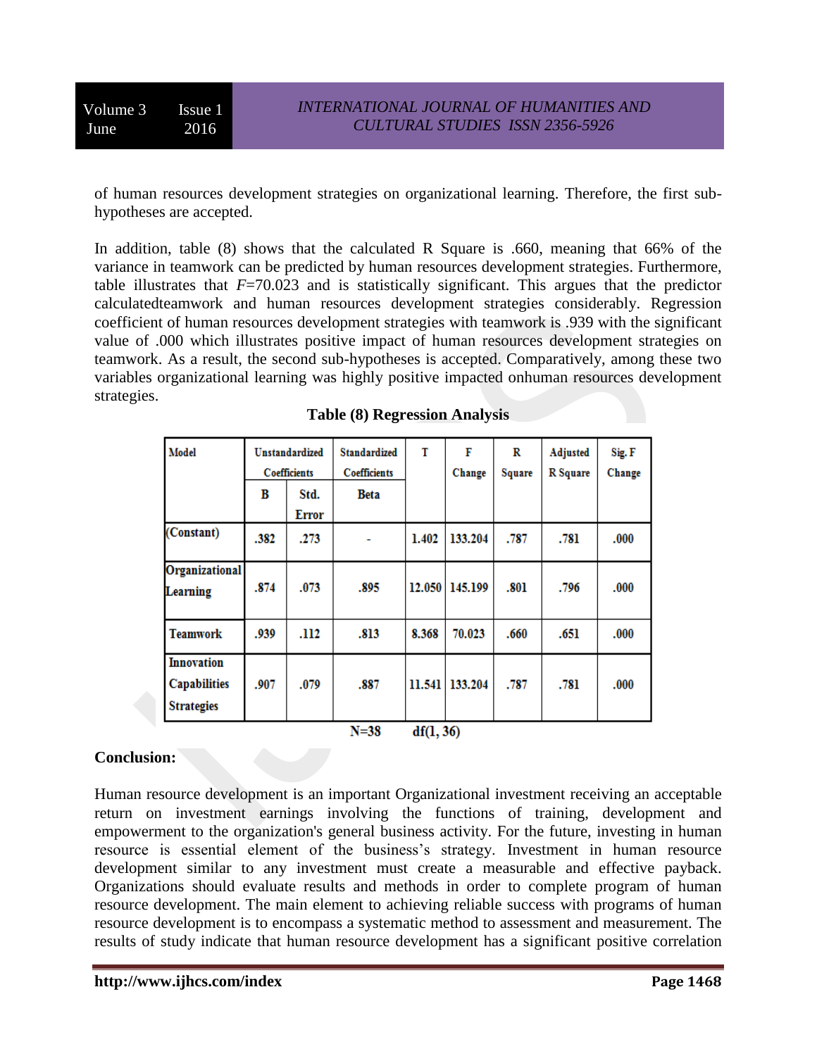of human resources development strategies on organizational learning. Therefore, the first sub-hypotheses are accepted.

In addition, table (8) shows that the calculated R Square is .660, meaning that 66% of the variance in teamwork can be predicted by human resources development strategies. Furthermore, table illustrates that *F*=70.023 and is statistically significant. This argues that the predictor calculatedteamwork and human resources development strategies considerably. Regression coefficient of human resources development strategies with teamwork is .939 with the significant value of .000 which illustrates positive impact of human resources development strategies on teamwork. As a result, the second sub-hypotheses is accepted. Comparatively, among these two variables organizational learning was highly positive impacted onhuman resources development strategies.

**Table (8) Regression Analysis**

| Model | Unstandardized Coefficients | | Standardized Coefficients | T | F Change | R Square | Adjusted R Square | Sig. F Change |
|---|---|---|---|---|---|---|---|---|
| | B | Std. Error | Beta | | | | | |
| (Constant) | .382 | .273 | - | 1.402 | 133.204 | .787 | .781 | .000 |
| Organizational Learning | .874 | .073 | .895 | 12.050 | 145.199 | .801 | .796 | .000 |
| Teamwork | .939 | .112 | .813 | 8.368 | 70.023 | .660 | .651 | .000 |
| Innovation Capabilities Strategies | .907 | .079 | .887 | 11.541 | 133.204 | .787 | .781 | .000 |

N=38 df(1, 36)

**Conclusion:**

Human resource development is an important Organizational investment receiving an acceptable return on investment earnings involving the functions of training, development and empowerment to the organization's general business activity. For the future, investing in human resource is essential element of the business's strategy. Investment in human resource development similar to any investment must create a measurable and effective payback. Organizations should evaluate results and methods in order to complete program of human resource development. The main element to achieving reliable success with programs of human resource development is to encompass a systematic method to assessment and measurement. The results of study indicate that human resource development has a significant positive correlation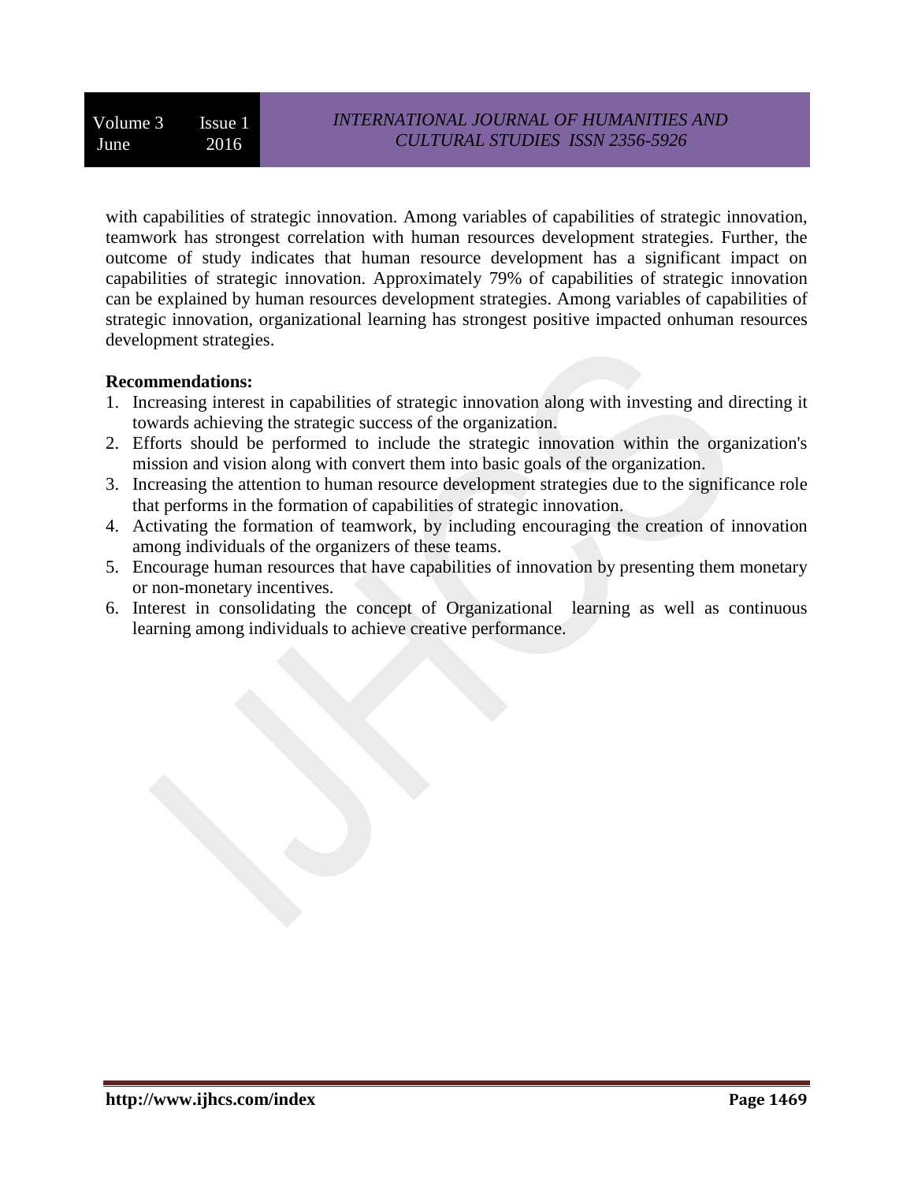with capabilities of strategic innovation. Among variables of capabilities of strategic innovation, teamwork has strongest correlation with human resources development strategies. Further, the outcome of study indicates that human resource development has a significant impact on capabilities of strategic innovation. Approximately 79% of capabilities of strategic innovation can be explained by human resources development strategies. Among variables of capabilities of strategic innovation, organizational learning has strongest positive impacted onhuman resources development strategies.

**Recommendations:**

1. Increasing interest in capabilities of strategic innovation along with investing and directing it towards achieving the strategic success of the organization.
2. Efforts should be performed to include the strategic innovation within the organization's mission and vision along with convert them into basic goals of the organization.
3. Increasing the attention to human resource development strategies due to the significance role that performs in the formation of capabilities of strategic innovation.
4. Activating the formation of teamwork, by including encouraging the creation of innovation among individuals of the organizers of these teams.
5. Encourage human resources that have capabilities of innovation by presenting them monetary or non-monetary incentives.
6. Interest in consolidating the concept of Organizational learning as well as continuous learning among individuals to achieve creative performance.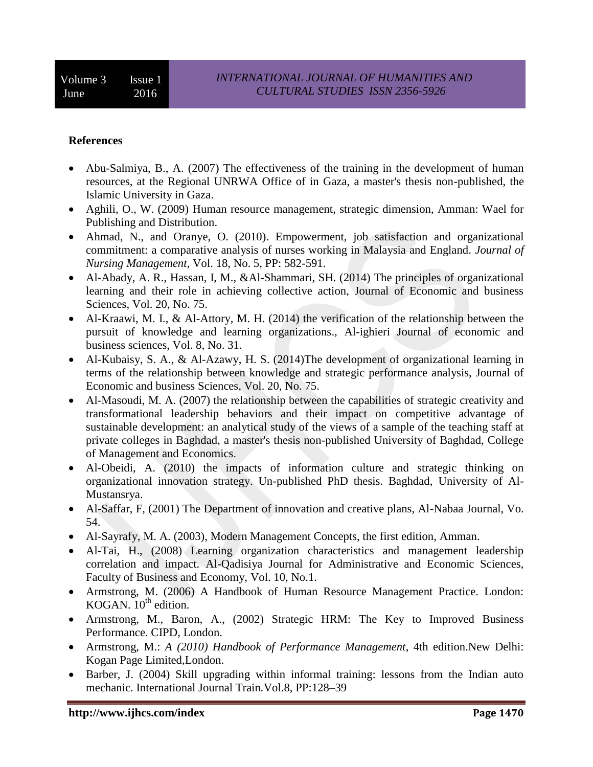**References**

- Abu-Salmiya, B., A. (2007) The effectiveness of the training in the development of human resources, at the Regional UNRWA Office of in Gaza, a master's thesis non-published, the Islamic University in Gaza.
- Aghili, O., W. (2009) Human resource management, strategic dimension, Amman: Wael for Publishing and Distribution.
- Ahmad, N., and Oranye, O. (2010). Empowerment, job satisfaction and organizational commitment: a comparative analysis of nurses working in Malaysia and England. *Journal of Nursing Management*, Vol. 18, No. 5, PP: 582-591.
- Al-Abady, A. R., Hassan, I, M., &Al-Shammari, SH. (2014) The principles of organizational learning and their role in achieving collective action, Journal of Economic and business Sciences, Vol. 20, No. 75.
- Al-Kraawi, M. I., & Al-Attory, M. H. (2014) the verification of the relationship between the pursuit of knowledge and learning organizations., Al-ighieri Journal of economic and business sciences, Vol. 8, No. 31.
- Al-Kubaisy, S. A., & Al-Azawy, H. S. (2014)The development of organizational learning in terms of the relationship between knowledge and strategic performance analysis, Journal of Economic and business Sciences, Vol. 20, No. 75.
- Al-Masoudi, M. A. (2007) the relationship between the capabilities of strategic creativity and transformational leadership behaviors and their impact on competitive advantage of sustainable development: an analytical study of the views of a sample of the teaching staff at private colleges in Baghdad, a master's thesis non-published University of Baghdad, College of Management and Economics.
- Al-Obeidi, A. (2010) the impacts of information culture and strategic thinking on organizational innovation strategy. Un-published PhD thesis. Baghdad, University of Al-Mustansrya.
- Al-Saffar, F, (2001) The Department of innovation and creative plans, Al-Nabaa Journal, Vo. 54.
- Al-Sayrafy, M. A. (2003), Modern Management Concepts, the first edition, Amman.
- Al-Tai, H., (2008) Learning organization characteristics and management leadership correlation and impact. Al-Qadisiya Journal for Administrative and Economic Sciences, Faculty of Business and Economy, Vol. 10, No.1.
- Armstrong, M. (2006) A Handbook of Human Resource Management Practice. London: KOGAN. 10th edition.
- Armstrong, M., Baron, A., (2002) Strategic HRM: The Key to Improved Business Performance. CIPD, London.
- Armstrong, M.: *A (2010) Handbook of Performance Management*, 4th edition.New Delhi: Kogan Page Limited,London.
- Barber, J. (2004) Skill upgrading within informal training: lessons from the Indian auto mechanic. International Journal Train.Vol.8, PP:128–39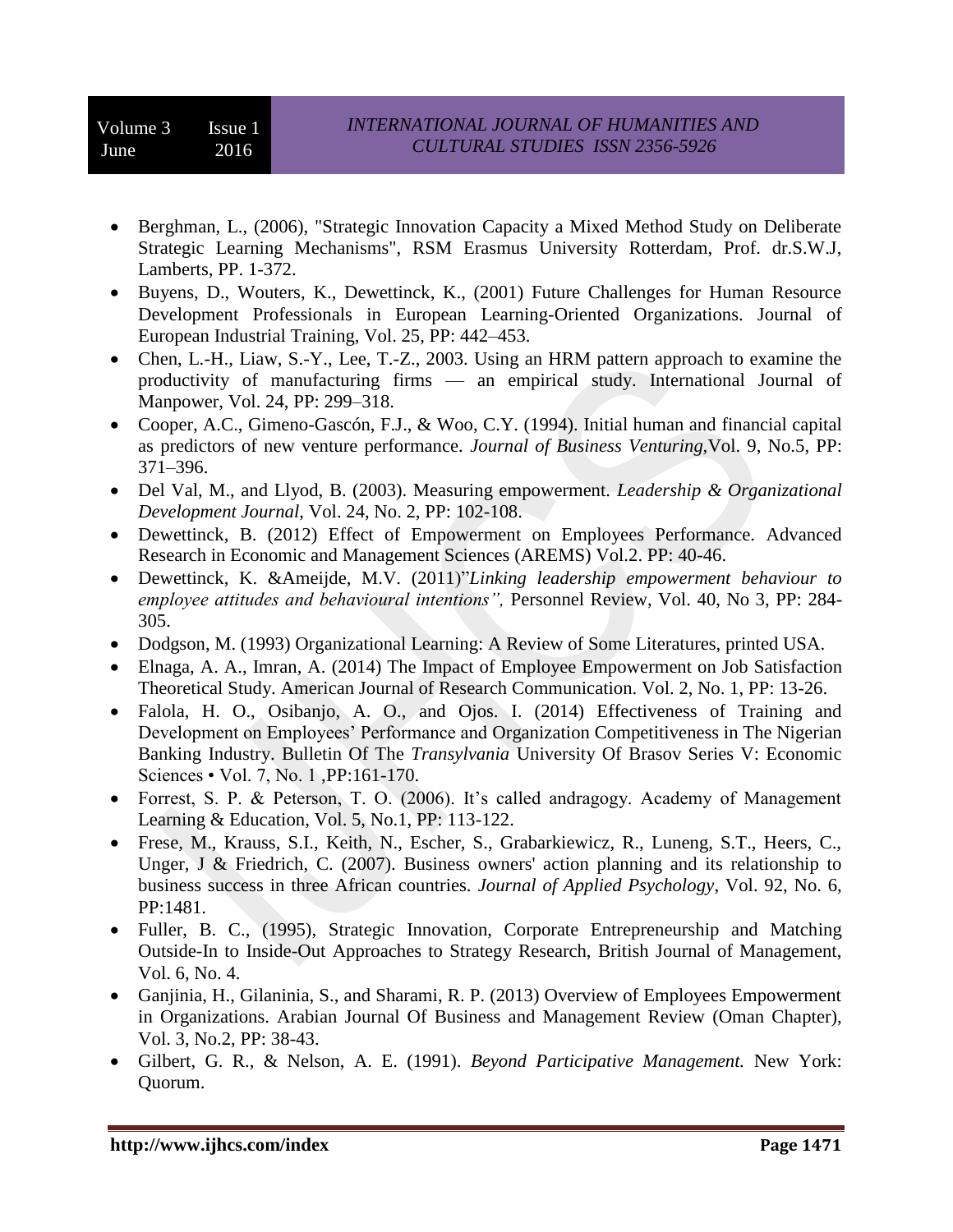- Berghman, L., (2006), "Strategic Innovation Capacity a Mixed Method Study on Deliberate Strategic Learning Mechanisms", RSM Erasmus University Rotterdam, Prof. dr.S.W.J, Lamberts, PP. 1-372.
- Buyens, D., Wouters, K., Dewettinck, K., (2001) Future Challenges for Human Resource Development Professionals in European Learning-Oriented Organizations. Journal of European Industrial Training, Vol. 25, PP: 442–453.
- Chen, L.-H., Liaw, S.-Y., Lee, T.-Z., 2003. Using an HRM pattern approach to examine the productivity of manufacturing firms — an empirical study. International Journal of Manpower, Vol. 24, PP: 299–318.
- Cooper, A.C., Gimeno-Gascón, F.J., & Woo, C.Y. (1994). Initial human and financial capital as predictors of new venture performance. *Journal of Business Venturing,*Vol. 9, No.5, PP: 371–396.
- Del Val, M., and Llyod, B. (2003). Measuring empowerment. *Leadership & Organizational Development Journal*, Vol. 24, No. 2, PP: 102-108.
- Dewettinck, B. (2012) Effect of Empowerment on Employees Performance. Advanced Research in Economic and Management Sciences (AREMS) Vol.2. PP: 40-46.
- Dewettinck, K. &Ameijde, M.V. (2011)"*Linking leadership empowerment behaviour to employee attitudes and behavioural intentions",* Personnel Review, Vol. 40, No 3, PP: 284-305.
- Dodgson, M. (1993) Organizational Learning: A Review of Some Literatures, printed USA.
- Elnaga, A. A., Imran, A. (2014) The Impact of Employee Empowerment on Job Satisfaction Theoretical Study. American Journal of Research Communication. Vol. 2, No. 1, PP: 13-26.
- Falola, H. O., Osibanjo, A. O., and Ojos. I. (2014) Effectiveness of Training and Development on Employees' Performance and Organization Competitiveness in The Nigerian Banking Industry. Bulletin Of The *Transylvania* University Of Brasov Series V: Economic Sciences • Vol. 7, No. 1 ,PP:161-170.
- Forrest, S. P. & Peterson, T. O. (2006). It's called andragogy. Academy of Management Learning & Education, Vol. 5, No.1, PP: 113-122.
- Frese, M., Krauss, S.I., Keith, N., Escher, S., Grabarkiewicz, R., Luneng, S.T., Heers, C., Unger, J & Friedrich, C. (2007). Business owners' action planning and its relationship to business success in three African countries. *Journal of Applied Psychology*, Vol. 92, No. 6, PP:1481.
- Fuller, B. C., (1995), Strategic Innovation, Corporate Entrepreneurship and Matching Outside-In to Inside-Out Approaches to Strategy Research, British Journal of Management, Vol. 6, No. 4.
- Ganjinia, H., Gilaninia, S., and Sharami, R. P. (2013) Overview of Employees Empowerment in Organizations. Arabian Journal Of Business and Management Review (Oman Chapter), Vol. 3, No.2, PP: 38-43.
- Gilbert, G. R., & Nelson, A. E. (1991). *Beyond Participative Management.* New York: Quorum.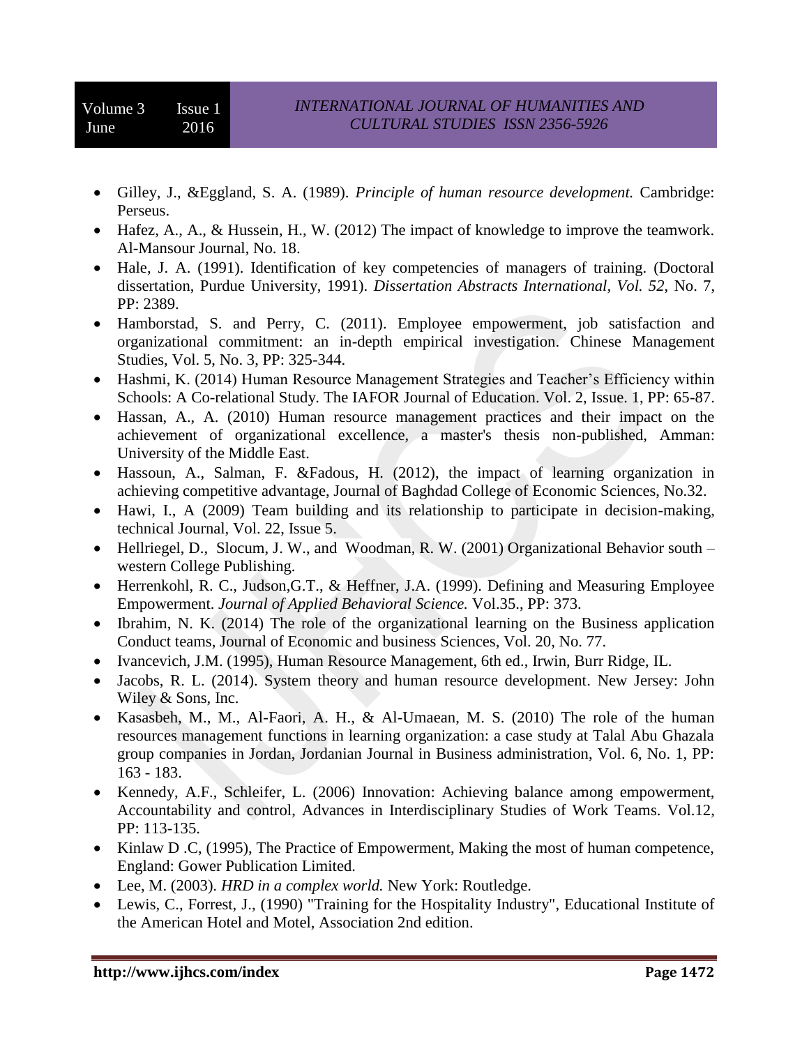- Gilley, J., &Eggland, S. A. (1989). *Principle of human resource development.* Cambridge: Perseus.
- Hafez, A., A., & Hussein, H., W. (2012) The impact of knowledge to improve the teamwork. Al-Mansour Journal, No. 18.
- Hale, J. A. (1991). Identification of key competencies of managers of training. (Doctoral dissertation, Purdue University, 1991). *Dissertation Abstracts International, Vol. 52*, No. 7, PP: 2389.
- Hamborstad, S. and Perry, C. (2011). Employee empowerment, job satisfaction and organizational commitment: an in-depth empirical investigation. Chinese Management Studies, Vol. 5, No. 3, PP: 325-344.
- Hashmi, K. (2014) Human Resource Management Strategies and Teacher's Efficiency within Schools: A Co-relational Study. The IAFOR Journal of Education. Vol. 2, Issue. 1, PP: 65-87.
- Hassan, A., A. (2010) Human resource management practices and their impact on the achievement of organizational excellence, a master's thesis non-published, Amman: University of the Middle East.
- Hassoun, A., Salman, F. &Fadous, H. (2012), the impact of learning organization in achieving competitive advantage, Journal of Baghdad College of Economic Sciences, No.32.
- Hawi, I., A (2009) Team building and its relationship to participate in decision-making, technical Journal, Vol. 22, Issue 5.
- Hellriegel, D., Slocum, J. W., and Woodman, R. W. (2001) Organizational Behavior south – western College Publishing.
- Herrenkohl, R. C., Judson,G.T., & Heffner, J.A. (1999). Defining and Measuring Employee Empowerment. *Journal of Applied Behavioral Science.* Vol.35., PP: 373.
- Ibrahim, N. K. (2014) The role of the organizational learning on the Business application Conduct teams, Journal of Economic and business Sciences, Vol. 20, No. 77.
- Ivancevich, J.M. (1995), Human Resource Management, 6th ed., Irwin, Burr Ridge, IL.
- Jacobs, R. L. (2014). System theory and human resource development. New Jersey: John Wiley & Sons, Inc.
- Kasasbeh, M., M., Al-Faori, A. H., & Al-Umaean, M. S. (2010) The role of the human resources management functions in learning organization: a case study at Talal Abu Ghazala group companies in Jordan, Jordanian Journal in Business administration, Vol. 6, No. 1, PP: 163 - 183.
- Kennedy, A.F., Schleifer, L. (2006) Innovation: Achieving balance among empowerment, Accountability and control, Advances in Interdisciplinary Studies of Work Teams. Vol.12, PP: 113-135.
- Kinlaw D .C, (1995), The Practice of Empowerment, Making the most of human competence, England: Gower Publication Limited.
- Lee, M. (2003). *HRD in a complex world.* New York: Routledge.
- Lewis, C., Forrest, J., (1990) "Training for the Hospitality Industry", Educational Institute of the American Hotel and Motel, Association 2nd edition.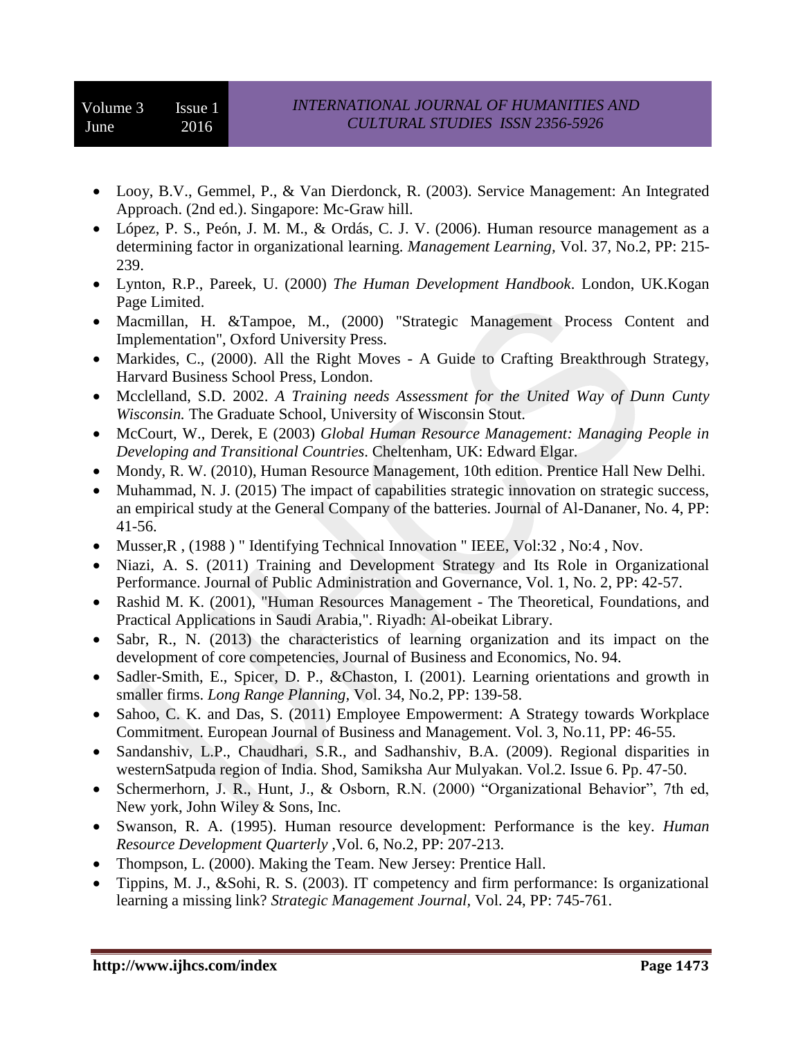- Looy, B.V., Gemmel, P., & Van Dierdonck, R. (2003). Service Management: An Integrated Approach. (2nd ed.). Singapore: Mc-Graw hill.
- López, P. S., Peón, J. M. M., & Ordás, C. J. V. (2006). Human resource management as a determining factor in organizational learning. *Management Learning*, Vol. 37, No.2, PP: 215-239.
- Lynton, R.P., Pareek, U. (2000) *The Human Development Handbook*. London, UK.Kogan Page Limited.
- Macmillan, H. &Tampoe, M., (2000) "Strategic Management Process Content and Implementation", Oxford University Press.
- Markides, C., (2000). All the Right Moves - A Guide to Crafting Breakthrough Strategy, Harvard Business School Press, London.
- Mcclelland, S.D. 2002. *A Training needs Assessment for the United Way of Dunn Cunty Wisconsin.* The Graduate School, University of Wisconsin Stout.
- McCourt, W., Derek, E (2003) *Global Human Resource Management: Managing People in Developing and Transitional Countries*. Cheltenham, UK: Edward Elgar.
- Mondy, R. W. (2010), Human Resource Management, 10th edition. Prentice Hall New Delhi.
- Muhammad, N. J. (2015) The impact of capabilities strategic innovation on strategic success, an empirical study at the General Company of the batteries. Journal of Al-Dananer, No. 4, PP: 41-56.
- Musser,R , (1988 ) " Identifying Technical Innovation " IEEE, Vol:32 , No:4 , Nov.
- Niazi, A. S. (2011) Training and Development Strategy and Its Role in Organizational Performance. Journal of Public Administration and Governance, Vol. 1, No. 2, PP: 42-57.
- Rashid M. K. (2001), "Human Resources Management - The Theoretical, Foundations, and Practical Applications in Saudi Arabia,". Riyadh: Al-obeikat Library.
- Sabr, R., N. (2013) the characteristics of learning organization and its impact on the development of core competencies, Journal of Business and Economics, No. 94.
- Sadler-Smith, E., Spicer, D. P., &Chaston, I. (2001). Learning orientations and growth in smaller firms. *Long Range Planning*, Vol. 34, No.2, PP: 139-58.
- Sahoo, C. K. and Das, S. (2011) Employee Empowerment: A Strategy towards Workplace Commitment. European Journal of Business and Management. Vol. 3, No.11, PP: 46-55.
- Sandanshiv, L.P., Chaudhari, S.R., and Sadhanshiv, B.A. (2009). Regional disparities in westernSatpuda region of India. Shod, Samiksha Aur Mulyakan. Vol.2. Issue 6. Pp. 47-50.
- Schermerhorn, J. R., Hunt, J., & Osborn, R.N. (2000) "Organizational Behavior", 7th ed, New york, John Wiley & Sons, Inc.
- Swanson, R. A. (1995). Human resource development: Performance is the key. *Human Resource Development Quarterly* ,Vol. 6, No.2, PP: 207-213.
- Thompson, L. (2000). Making the Team. New Jersey: Prentice Hall.
- Tippins, M. J., &Sohi, R. S. (2003). IT competency and firm performance: Is organizational learning a missing link? *Strategic Management Journal*, Vol. 24, PP: 745-761.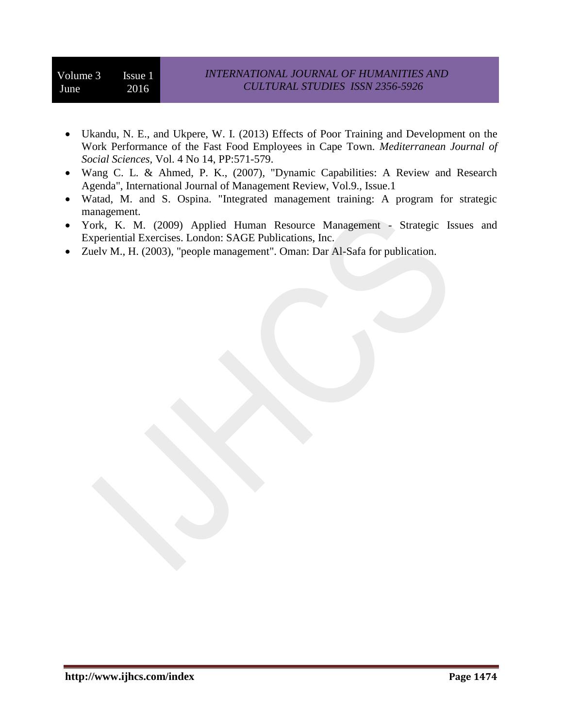- Ukandu, N. E., and Ukpere, W. I. (2013) Effects of Poor Training and Development on the Work Performance of the Fast Food Employees in Cape Town. *Mediterranean Journal of Social Sciences*, Vol. 4 No 14, PP:571-579.
- Wang C. L. & Ahmed, P. K., (2007), "Dynamic Capabilities: A Review and Research Agenda", International Journal of Management Review, Vol.9., Issue.1
- Watad, M. and S. Ospina. "Integrated management training: A program for strategic management.
- York, K. M. (2009) Applied Human Resource Management - Strategic Issues and Experiential Exercises. London: SAGE Publications, Inc.
- Zuelv M., H. (2003), "people management". Oman: Dar Al-Safa for publication.